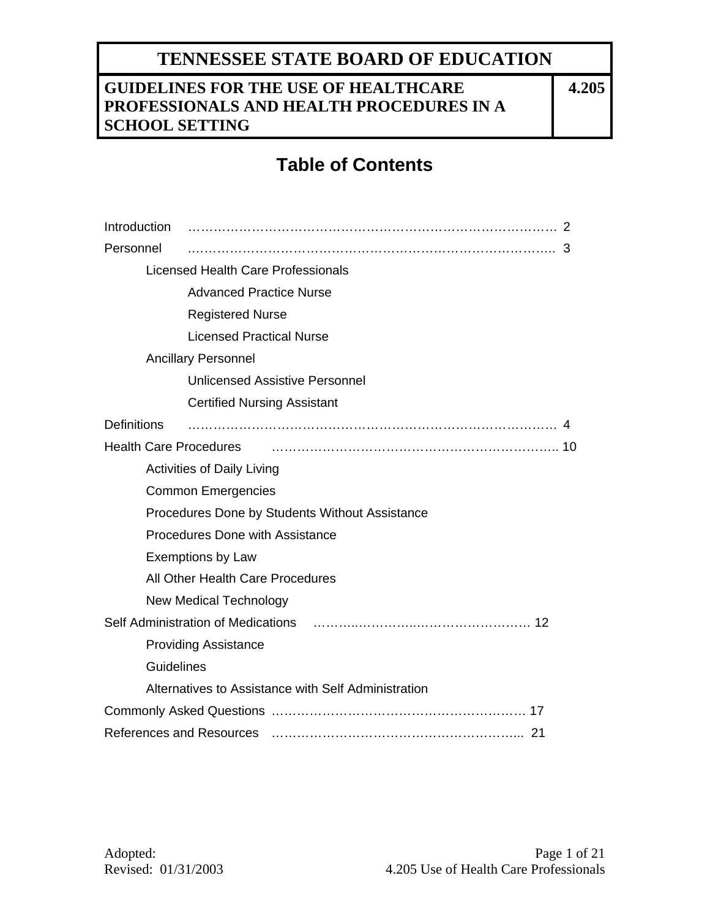# TENNESSEE STATE BOARD OF EDUCATION

## GUIDELINES FOR THE USE OF HEALTHCARE PROFESSIONALS AND HEALTH PROCEDURES IN A SCHOOL SETTING

**4.205**

## Table of Contents

Introduction ………………………………………………………………………… 2

Personnel ………………………………………………………………………….. 3

- Licensed Health Care Professionals
  - Advanced Practice Nurse
  - Registered Nurse
  - Licensed Practical Nurse
- Ancillary Personnel
  - Unlicensed Assistive Personnel
  - Certified Nursing Assistant

Definitions ………………………………………………………………………… 4

Health Care Procedures ………………………………………………………….. 10

- Activities of Daily Living
- Common Emergencies
- Procedures Done by Students Without Assistance
- Procedures Done with Assistance
- Exemptions by Law
- All Other Health Care Procedures
- New Medical Technology

Self Administration of Medications ……….………….……………………… 12

- Providing Assistance
- Guidelines
- Alternatives to Assistance with Self Administration

Commonly Asked Questions ……………………………………………………… 17

References and Resources …………………………………………………... 21

Adopted:
Revised: 01/31/2003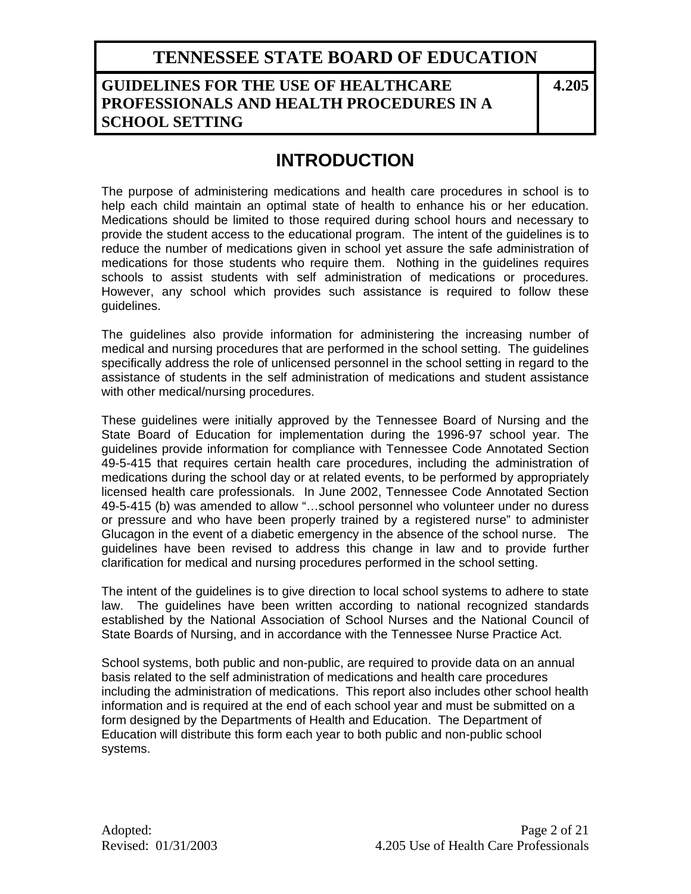# INTRODUCTION

The purpose of administering medications and health care procedures in school is to help each child maintain an optimal state of health to enhance his or her education. Medications should be limited to those required during school hours and necessary to provide the student access to the educational program. The intent of the guidelines is to reduce the number of medications given in school yet assure the safe administration of medications for those students who require them. Nothing in the guidelines requires schools to assist students with self administration of medications or procedures. However, any school which provides such assistance is required to follow these guidelines.

The guidelines also provide information for administering the increasing number of medical and nursing procedures that are performed in the school setting. The guidelines specifically address the role of unlicensed personnel in the school setting in regard to the assistance of students in the self administration of medications and student assistance with other medical/nursing procedures.

These guidelines were initially approved by the Tennessee Board of Nursing and the State Board of Education for implementation during the 1996-97 school year. The guidelines provide information for compliance with Tennessee Code Annotated Section 49-5-415 that requires certain health care procedures, including the administration of medications during the school day or at related events, to be performed by appropriately licensed health care professionals. In June 2002, Tennessee Code Annotated Section 49-5-415 (b) was amended to allow "…school personnel who volunteer under no duress or pressure and who have been properly trained by a registered nurse" to administer Glucagon in the event of a diabetic emergency in the absence of the school nurse. The guidelines have been revised to address this change in law and to provide further clarification for medical and nursing procedures performed in the school setting.

The intent of the guidelines is to give direction to local school systems to adhere to state law. The guidelines have been written according to national recognized standards established by the National Association of School Nurses and the National Council of State Boards of Nursing, and in accordance with the Tennessee Nurse Practice Act.

School systems, both public and non-public, are required to provide data on an annual basis related to the self administration of medications and health care procedures including the administration of medications. This report also includes other school health information and is required at the end of each school year and must be submitted on a form designed by the Departments of Health and Education. The Department of Education will distribute this form each year to both public and non-public school systems.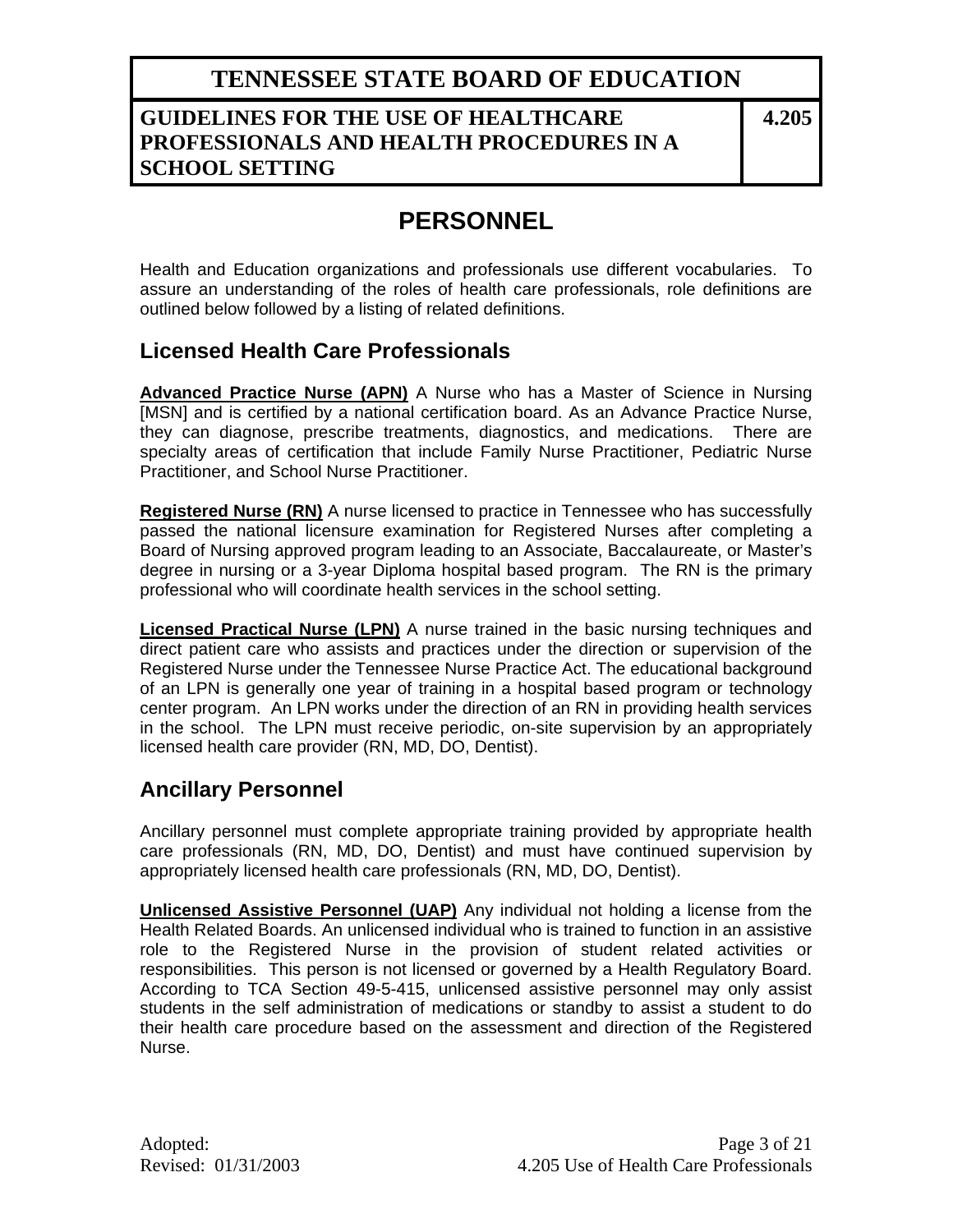# PERSONNEL

Health and Education organizations and professionals use different vocabularies. To assure an understanding of the roles of health care professionals, role definitions are outlined below followed by a listing of related definitions.

## Licensed Health Care Professionals

**Advanced Practice Nurse (APN)** A Nurse who has a Master of Science in Nursing [MSN] and is certified by a national certification board. As an Advance Practice Nurse, they can diagnose, prescribe treatments, diagnostics, and medications. There are specialty areas of certification that include Family Nurse Practitioner, Pediatric Nurse Practitioner, and School Nurse Practitioner.

**Registered Nurse (RN)** A nurse licensed to practice in Tennessee who has successfully passed the national licensure examination for Registered Nurses after completing a Board of Nursing approved program leading to an Associate, Baccalaureate, or Master's degree in nursing or a 3-year Diploma hospital based program. The RN is the primary professional who will coordinate health services in the school setting.

**Licensed Practical Nurse (LPN)** A nurse trained in the basic nursing techniques and direct patient care who assists and practices under the direction or supervision of the Registered Nurse under the Tennessee Nurse Practice Act. The educational background of an LPN is generally one year of training in a hospital based program or technology center program. An LPN works under the direction of an RN in providing health services in the school. The LPN must receive periodic, on-site supervision by an appropriately licensed health care provider (RN, MD, DO, Dentist).

## Ancillary Personnel

Ancillary personnel must complete appropriate training provided by appropriate health care professionals (RN, MD, DO, Dentist) and must have continued supervision by appropriately licensed health care professionals (RN, MD, DO, Dentist).

**Unlicensed Assistive Personnel (UAP)** Any individual not holding a license from the Health Related Boards. An unlicensed individual who is trained to function in an assistive role to the Registered Nurse in the provision of student related activities or responsibilities. This person is not licensed or governed by a Health Regulatory Board. According to TCA Section 49-5-415, unlicensed assistive personnel may only assist students in the self administration of medications or standby to assist a student to do their health care procedure based on the assessment and direction of the Registered Nurse.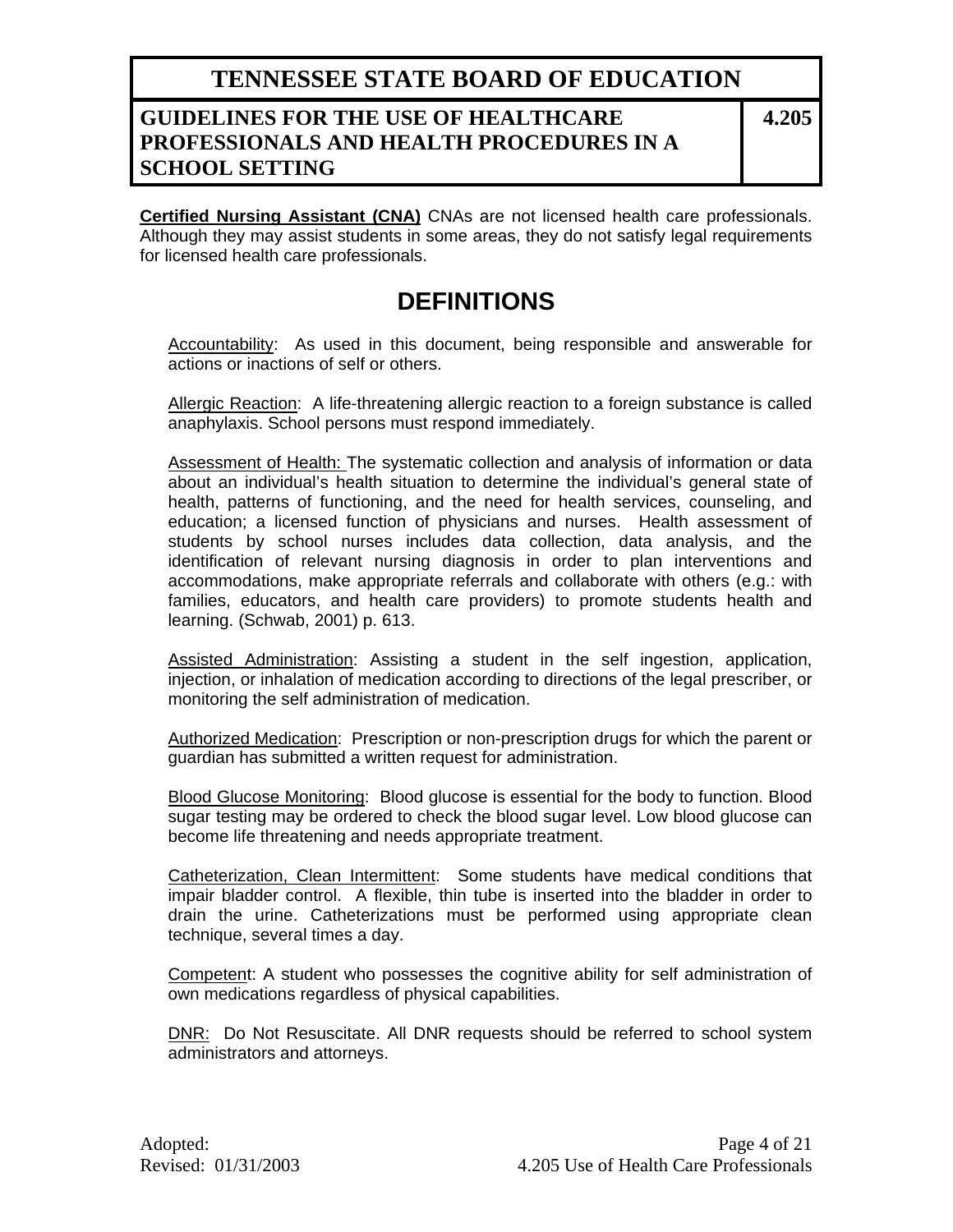**Certified Nursing Assistant (CNA)** CNAs are not licensed health care professionals. Although they may assist students in some areas, they do not satisfy legal requirements for licensed health care professionals.

## DEFINITIONS

Accountability: As used in this document, being responsible and answerable for actions or inactions of self or others.

Allergic Reaction: A life-threatening allergic reaction to a foreign substance is called anaphylaxis. School persons must respond immediately.

Assessment of Health: The systematic collection and analysis of information or data about an individual's health situation to determine the individual's general state of health, patterns of functioning, and the need for health services, counseling, and education; a licensed function of physicians and nurses. Health assessment of students by school nurses includes data collection, data analysis, and the identification of relevant nursing diagnosis in order to plan interventions and accommodations, make appropriate referrals and collaborate with others (e.g.: with families, educators, and health care providers) to promote students health and learning. (Schwab, 2001) p. 613.

Assisted Administration: Assisting a student in the self ingestion, application, injection, or inhalation of medication according to directions of the legal prescriber, or monitoring the self administration of medication.

Authorized Medication: Prescription or non-prescription drugs for which the parent or guardian has submitted a written request for administration.

Blood Glucose Monitoring: Blood glucose is essential for the body to function. Blood sugar testing may be ordered to check the blood sugar level. Low blood glucose can become life threatening and needs appropriate treatment.

Catheterization, Clean Intermittent: Some students have medical conditions that impair bladder control. A flexible, thin tube is inserted into the bladder in order to drain the urine. Catheterizations must be performed using appropriate clean technique, several times a day.

Competent: A student who possesses the cognitive ability for self administration of own medications regardless of physical capabilities.

DNR: Do Not Resuscitate. All DNR requests should be referred to school system administrators and attorneys.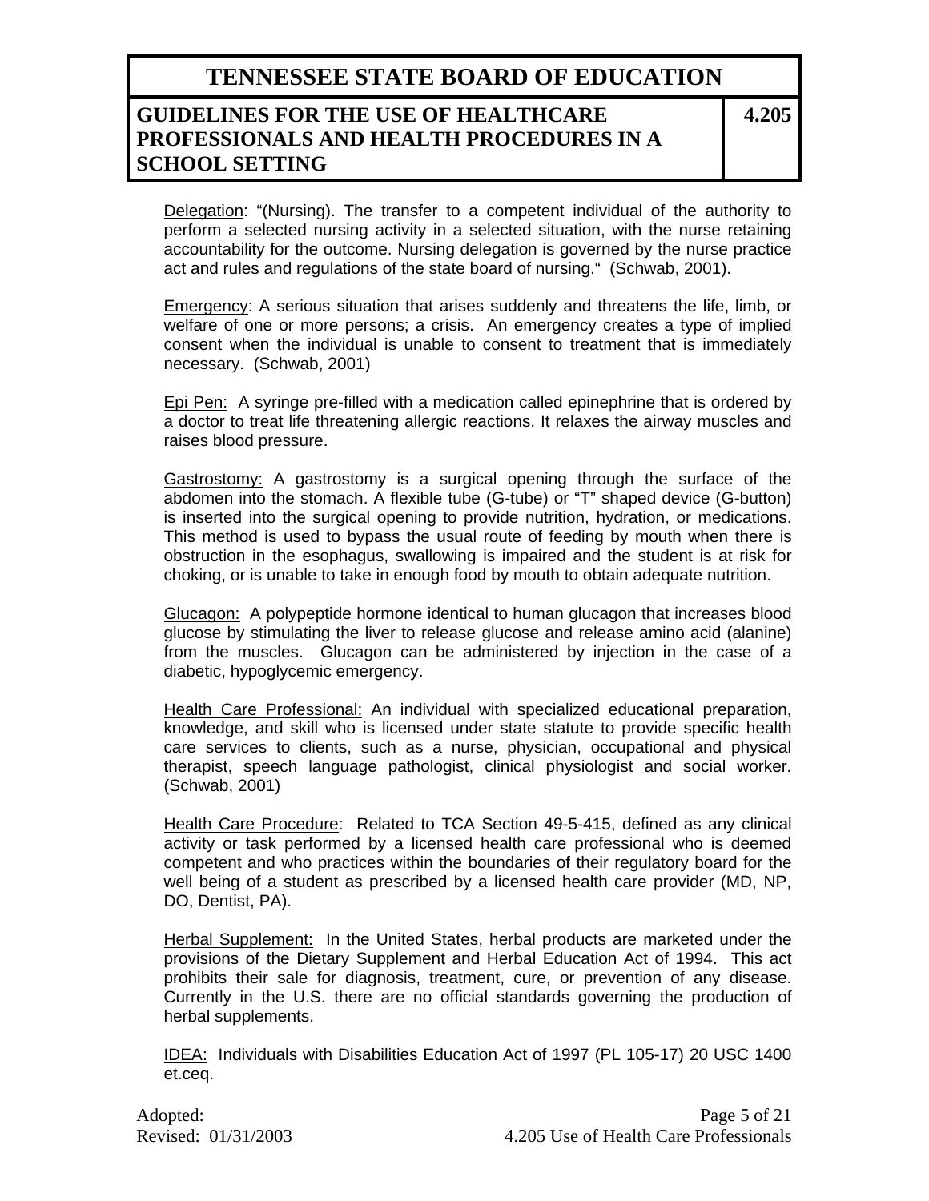Delegation: "(Nursing). The transfer to a competent individual of the authority to perform a selected nursing activity in a selected situation, with the nurse retaining accountability for the outcome. Nursing delegation is governed by the nurse practice act and rules and regulations of the state board of nursing." (Schwab, 2001).

Emergency: A serious situation that arises suddenly and threatens the life, limb, or welfare of one or more persons; a crisis. An emergency creates a type of implied consent when the individual is unable to consent to treatment that is immediately necessary. (Schwab, 2001)

Epi Pen: A syringe pre-filled with a medication called epinephrine that is ordered by a doctor to treat life threatening allergic reactions. It relaxes the airway muscles and raises blood pressure.

Gastrostomy: A gastrostomy is a surgical opening through the surface of the abdomen into the stomach. A flexible tube (G-tube) or "T" shaped device (G-button) is inserted into the surgical opening to provide nutrition, hydration, or medications. This method is used to bypass the usual route of feeding by mouth when there is obstruction in the esophagus, swallowing is impaired and the student is at risk for choking, or is unable to take in enough food by mouth to obtain adequate nutrition.

Glucagon: A polypeptide hormone identical to human glucagon that increases blood glucose by stimulating the liver to release glucose and release amino acid (alanine) from the muscles. Glucagon can be administered by injection in the case of a diabetic, hypoglycemic emergency.

Health Care Professional: An individual with specialized educational preparation, knowledge, and skill who is licensed under state statute to provide specific health care services to clients, such as a nurse, physician, occupational and physical therapist, speech language pathologist, clinical physiologist and social worker. (Schwab, 2001)

Health Care Procedure: Related to TCA Section 49-5-415, defined as any clinical activity or task performed by a licensed health care professional who is deemed competent and who practices within the boundaries of their regulatory board for the well being of a student as prescribed by a licensed health care provider (MD, NP, DO, Dentist, PA).

Herbal Supplement: In the United States, herbal products are marketed under the provisions of the Dietary Supplement and Herbal Education Act of 1994. This act prohibits their sale for diagnosis, treatment, cure, or prevention of any disease. Currently in the U.S. there are no official standards governing the production of herbal supplements.

IDEA: Individuals with Disabilities Education Act of 1997 (PL 105-17) 20 USC 1400 et.ceq.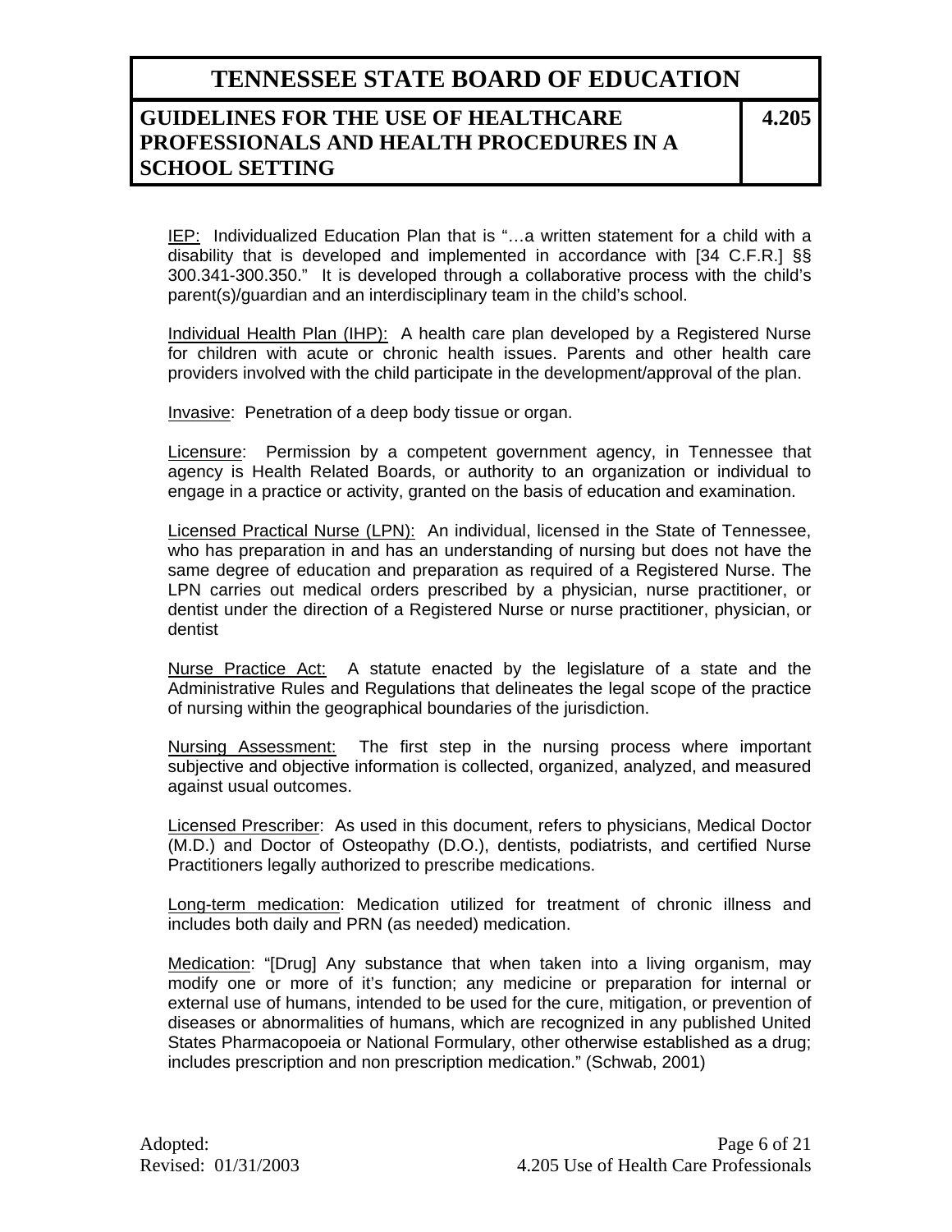IEP: Individualized Education Plan that is "…a written statement for a child with a disability that is developed and implemented in accordance with [34 C.F.R.] §§ 300.341-300.350." It is developed through a collaborative process with the child's parent(s)/guardian and an interdisciplinary team in the child's school.

Individual Health Plan (IHP): A health care plan developed by a Registered Nurse for children with acute or chronic health issues. Parents and other health care providers involved with the child participate in the development/approval of the plan.

Invasive: Penetration of a deep body tissue or organ.

Licensure: Permission by a competent government agency, in Tennessee that agency is Health Related Boards, or authority to an organization or individual to engage in a practice or activity, granted on the basis of education and examination.

Licensed Practical Nurse (LPN): An individual, licensed in the State of Tennessee, who has preparation in and has an understanding of nursing but does not have the same degree of education and preparation as required of a Registered Nurse. The LPN carries out medical orders prescribed by a physician, nurse practitioner, or dentist under the direction of a Registered Nurse or nurse practitioner, physician, or dentist

Nurse Practice Act: A statute enacted by the legislature of a state and the Administrative Rules and Regulations that delineates the legal scope of the practice of nursing within the geographical boundaries of the jurisdiction.

Nursing Assessment: The first step in the nursing process where important subjective and objective information is collected, organized, analyzed, and measured against usual outcomes.

Licensed Prescriber: As used in this document, refers to physicians, Medical Doctor (M.D.) and Doctor of Osteopathy (D.O.), dentists, podiatrists, and certified Nurse Practitioners legally authorized to prescribe medications.

Long-term medication: Medication utilized for treatment of chronic illness and includes both daily and PRN (as needed) medication.

Medication: "[Drug] Any substance that when taken into a living organism, may modify one or more of it's function; any medicine or preparation for internal or external use of humans, intended to be used for the cure, mitigation, or prevention of diseases or abnormalities of humans, which are recognized in any published United States Pharmacopoeia or National Formulary, other otherwise established as a drug; includes prescription and non prescription medication." (Schwab, 2001)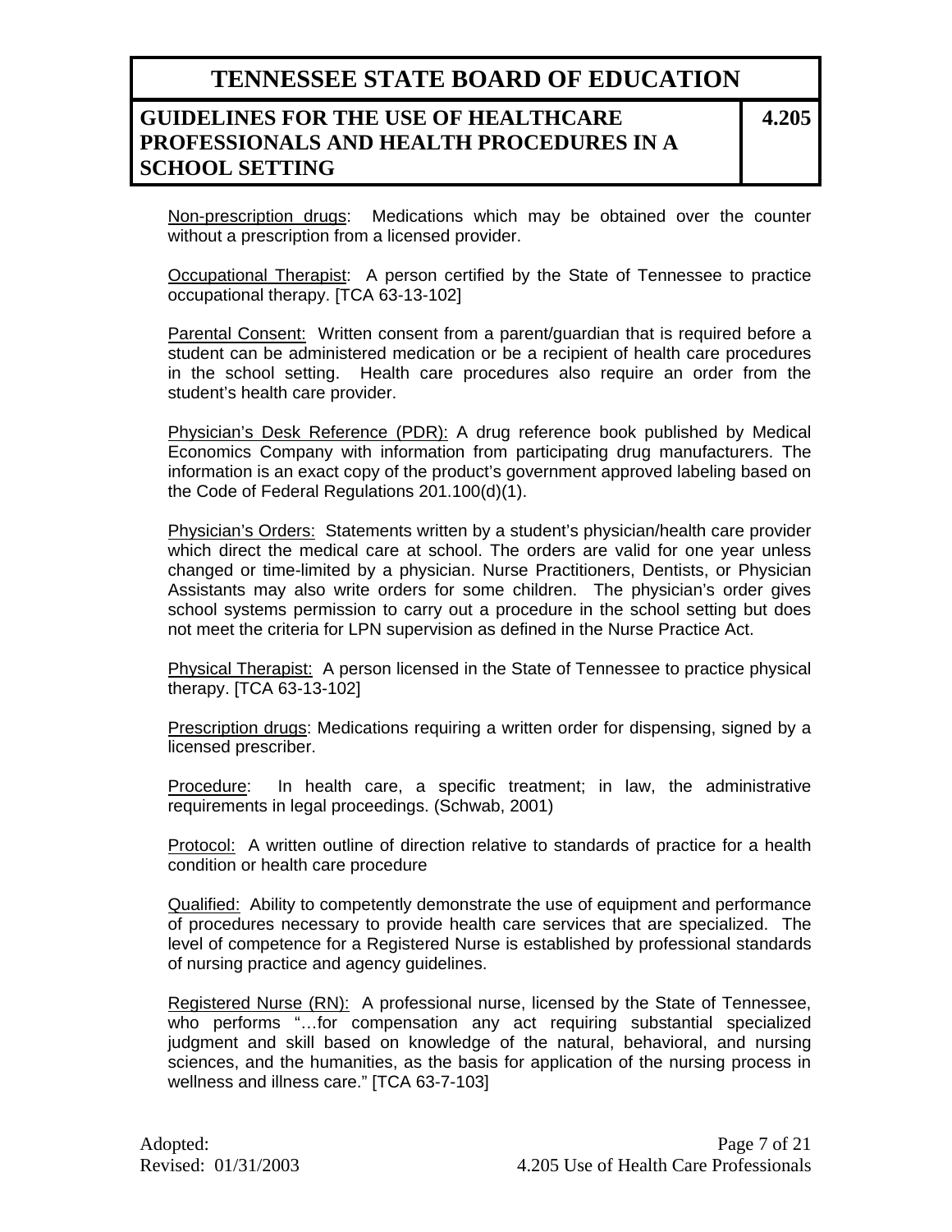Non-prescription drugs: Medications which may be obtained over the counter without a prescription from a licensed provider.

Occupational Therapist: A person certified by the State of Tennessee to practice occupational therapy. [TCA 63-13-102]

Parental Consent: Written consent from a parent/guardian that is required before a student can be administered medication or be a recipient of health care procedures in the school setting. Health care procedures also require an order from the student's health care provider.

Physician's Desk Reference (PDR): A drug reference book published by Medical Economics Company with information from participating drug manufacturers. The information is an exact copy of the product's government approved labeling based on the Code of Federal Regulations 201.100(d)(1).

Physician's Orders: Statements written by a student's physician/health care provider which direct the medical care at school. The orders are valid for one year unless changed or time-limited by a physician. Nurse Practitioners, Dentists, or Physician Assistants may also write orders for some children. The physician's order gives school systems permission to carry out a procedure in the school setting but does not meet the criteria for LPN supervision as defined in the Nurse Practice Act.

Physical Therapist: A person licensed in the State of Tennessee to practice physical therapy. [TCA 63-13-102]

Prescription drugs: Medications requiring a written order for dispensing, signed by a licensed prescriber.

Procedure: In health care, a specific treatment; in law, the administrative requirements in legal proceedings. (Schwab, 2001)

Protocol: A written outline of direction relative to standards of practice for a health condition or health care procedure

Qualified: Ability to competently demonstrate the use of equipment and performance of procedures necessary to provide health care services that are specialized. The level of competence for a Registered Nurse is established by professional standards of nursing practice and agency guidelines.

Registered Nurse (RN): A professional nurse, licensed by the State of Tennessee, who performs "…for compensation any act requiring substantial specialized judgment and skill based on knowledge of the natural, behavioral, and nursing sciences, and the humanities, as the basis for application of the nursing process in wellness and illness care." [TCA 63-7-103]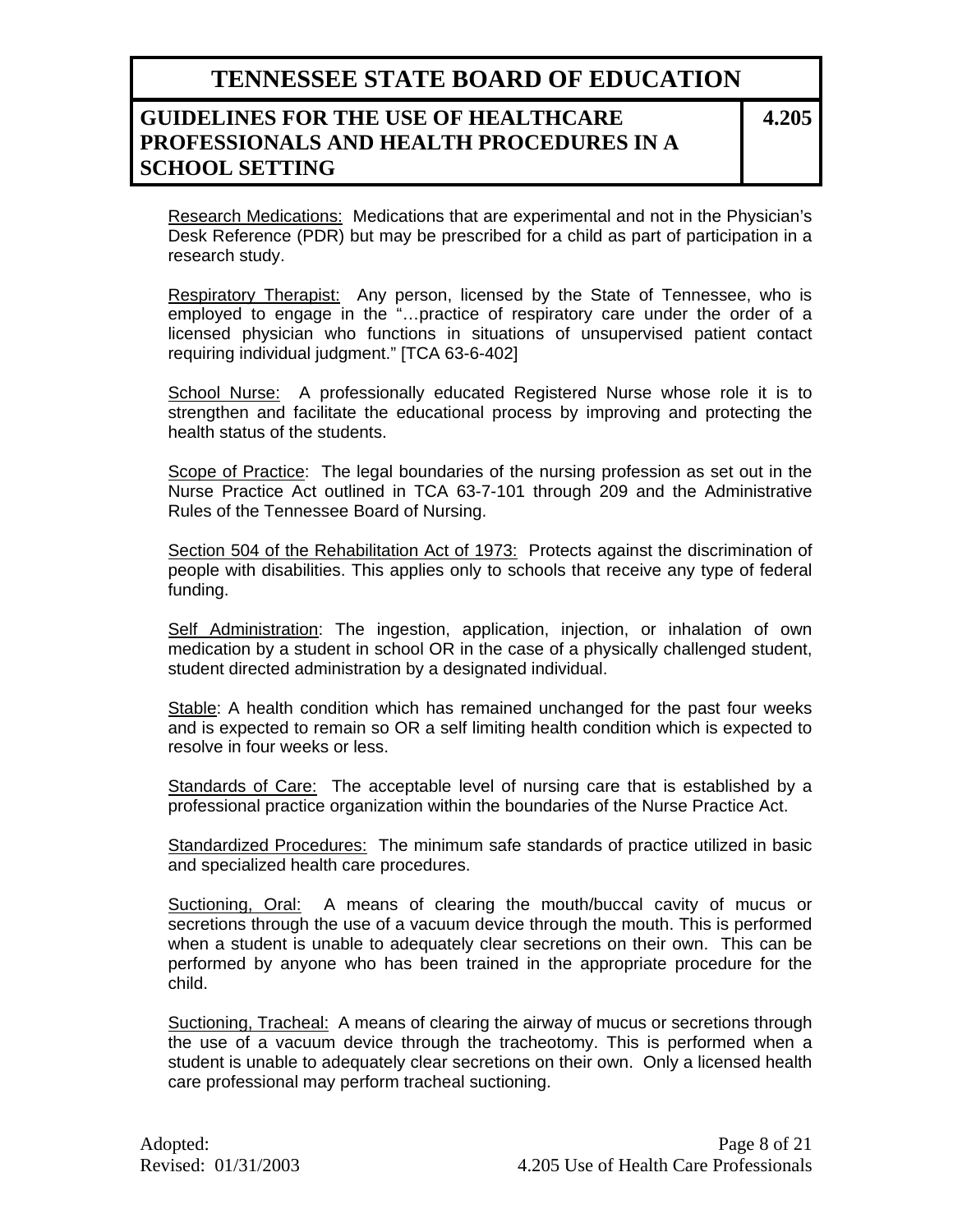Research Medications: Medications that are experimental and not in the Physician's Desk Reference (PDR) but may be prescribed for a child as part of participation in a research study.

Respiratory Therapist: Any person, licensed by the State of Tennessee, who is employed to engage in the "…practice of respiratory care under the order of a licensed physician who functions in situations of unsupervised patient contact requiring individual judgment." [TCA 63-6-402]

School Nurse: A professionally educated Registered Nurse whose role it is to strengthen and facilitate the educational process by improving and protecting the health status of the students.

Scope of Practice: The legal boundaries of the nursing profession as set out in the Nurse Practice Act outlined in TCA 63-7-101 through 209 and the Administrative Rules of the Tennessee Board of Nursing.

Section 504 of the Rehabilitation Act of 1973: Protects against the discrimination of people with disabilities. This applies only to schools that receive any type of federal funding.

Self Administration: The ingestion, application, injection, or inhalation of own medication by a student in school OR in the case of a physically challenged student, student directed administration by a designated individual.

Stable: A health condition which has remained unchanged for the past four weeks and is expected to remain so OR a self limiting health condition which is expected to resolve in four weeks or less.

Standards of Care: The acceptable level of nursing care that is established by a professional practice organization within the boundaries of the Nurse Practice Act.

Standardized Procedures: The minimum safe standards of practice utilized in basic and specialized health care procedures.

Suctioning, Oral: A means of clearing the mouth/buccal cavity of mucus or secretions through the use of a vacuum device through the mouth. This is performed when a student is unable to adequately clear secretions on their own. This can be performed by anyone who has been trained in the appropriate procedure for the child.

Suctioning, Tracheal: A means of clearing the airway of mucus or secretions through the use of a vacuum device through the tracheotomy. This is performed when a student is unable to adequately clear secretions on their own. Only a licensed health care professional may perform tracheal suctioning.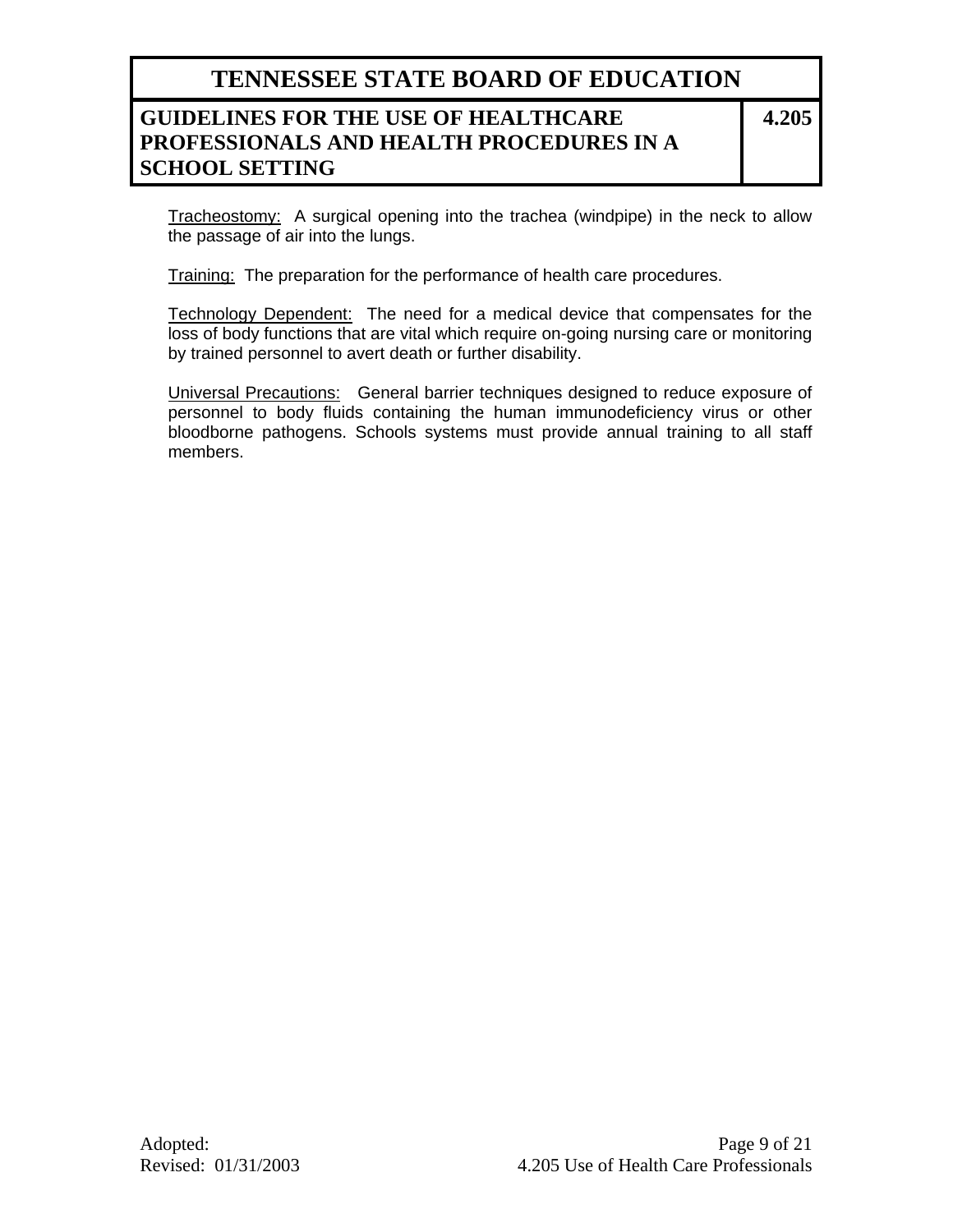Tracheostomy: A surgical opening into the trachea (windpipe) in the neck to allow the passage of air into the lungs.

Training: The preparation for the performance of health care procedures.

Technology Dependent: The need for a medical device that compensates for the loss of body functions that are vital which require on-going nursing care or monitoring by trained personnel to avert death or further disability.

Universal Precautions: General barrier techniques designed to reduce exposure of personnel to body fluids containing the human immunodeficiency virus or other bloodborne pathogens. Schools systems must provide annual training to all staff members.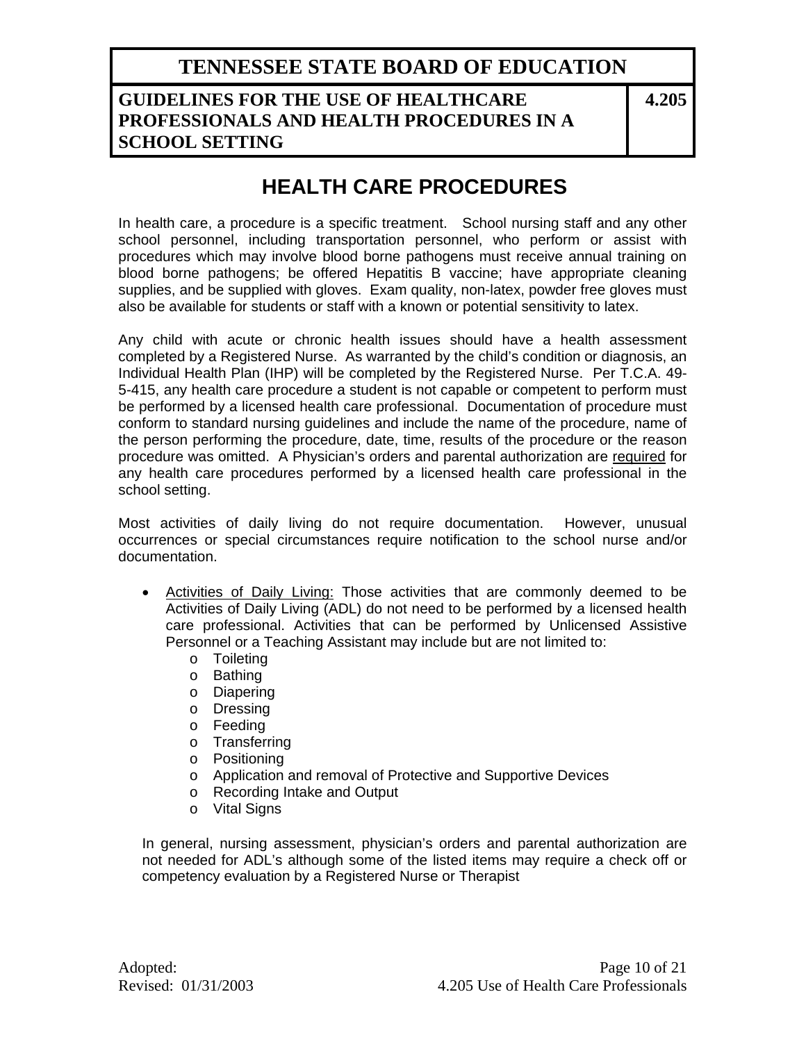# HEALTH CARE PROCEDURES

In health care, a procedure is a specific treatment. School nursing staff and any other school personnel, including transportation personnel, who perform or assist with procedures which may involve blood borne pathogens must receive annual training on blood borne pathogens; be offered Hepatitis B vaccine; have appropriate cleaning supplies, and be supplied with gloves. Exam quality, non-latex, powder free gloves must also be available for students or staff with a known or potential sensitivity to latex.

Any child with acute or chronic health issues should have a health assessment completed by a Registered Nurse. As warranted by the child's condition or diagnosis, an Individual Health Plan (IHP) will be completed by the Registered Nurse. Per T.C.A. 49-5-415, any health care procedure a student is not capable or competent to perform must be performed by a licensed health care professional. Documentation of procedure must conform to standard nursing guidelines and include the name of the procedure, name of the person performing the procedure, date, time, results of the procedure or the reason procedure was omitted. A Physician's orders and parental authorization are <u>required</u> for any health care procedures performed by a licensed health care professional in the school setting.

Most activities of daily living do not require documentation. However, unusual occurrences or special circumstances require notification to the school nurse and/or documentation.

- <u>Activities of Daily Living:</u> Those activities that are commonly deemed to be Activities of Daily Living (ADL) do not need to be performed by a licensed health care professional. Activities that can be performed by Unlicensed Assistive Personnel or a Teaching Assistant may include but are not limited to:
  - Toileting
  - Bathing
  - Diapering
  - Dressing
  - Feeding
  - Transferring
  - Positioning
  - Application and removal of Protective and Supportive Devices
  - Recording Intake and Output
  - Vital Signs

  In general, nursing assessment, physician's orders and parental authorization are not needed for ADL's although some of the listed items may require a check off or competency evaluation by a Registered Nurse or Therapist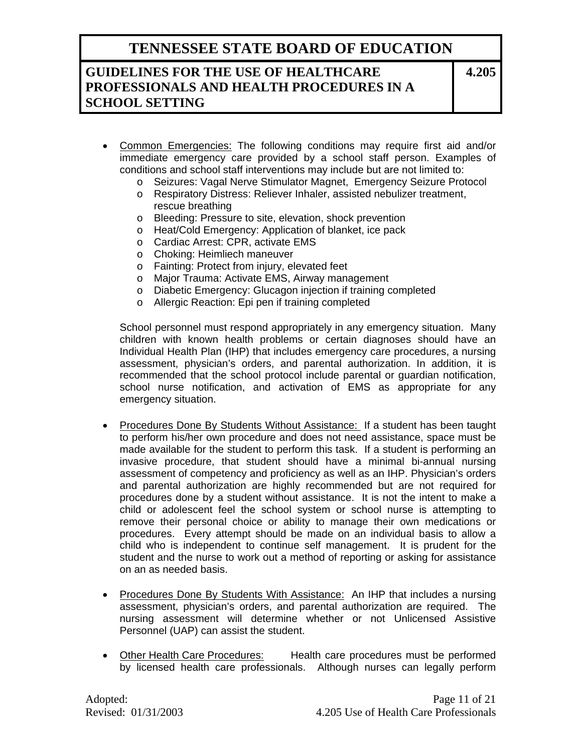- <u>Common Emergencies:</u> The following conditions may require first aid and/or immediate emergency care provided by a school staff person. Examples of conditions and school staff interventions may include but are not limited to:
    - Seizures: Vagal Nerve Stimulator Magnet, Emergency Seizure Protocol
    - Respiratory Distress: Reliever Inhaler, assisted nebulizer treatment, rescue breathing
    - Bleeding: Pressure to site, elevation, shock prevention
    - Heat/Cold Emergency: Application of blanket, ice pack
    - Cardiac Arrest: CPR, activate EMS
    - Choking: Heimliech maneuver
    - Fainting: Protect from injury, elevated feet
    - Major Trauma: Activate EMS, Airway management
    - Diabetic Emergency: Glucagon injection if training completed
    - Allergic Reaction: Epi pen if training completed

  School personnel must respond appropriately in any emergency situation. Many children with known health problems or certain diagnoses should have an Individual Health Plan (IHP) that includes emergency care procedures, a nursing assessment, physician's orders, and parental authorization. In addition, it is recommended that the school protocol include parental or guardian notification, school nurse notification, and activation of EMS as appropriate for any emergency situation.

- <u>Procedures Done By Students Without Assistance:</u> If a student has been taught to perform his/her own procedure and does not need assistance, space must be made available for the student to perform this task. If a student is performing an invasive procedure, that student should have a minimal bi-annual nursing assessment of competency and proficiency as well as an IHP. Physician's orders and parental authorization are highly recommended but are not required for procedures done by a student without assistance. It is not the intent to make a child or adolescent feel the school system or school nurse is attempting to remove their personal choice or ability to manage their own medications or procedures. Every attempt should be made on an individual basis to allow a child who is independent to continue self management. It is prudent for the student and the nurse to work out a method of reporting or asking for assistance on an as needed basis.

- <u>Procedures Done By Students With Assistance:</u> An IHP that includes a nursing assessment, physician's orders, and parental authorization are required. The nursing assessment will determine whether or not Unlicensed Assistive Personnel (UAP) can assist the student.

- <u>Other Health Care Procedures:</u> Health care procedures must be performed by licensed health care professionals. Although nurses can legally perform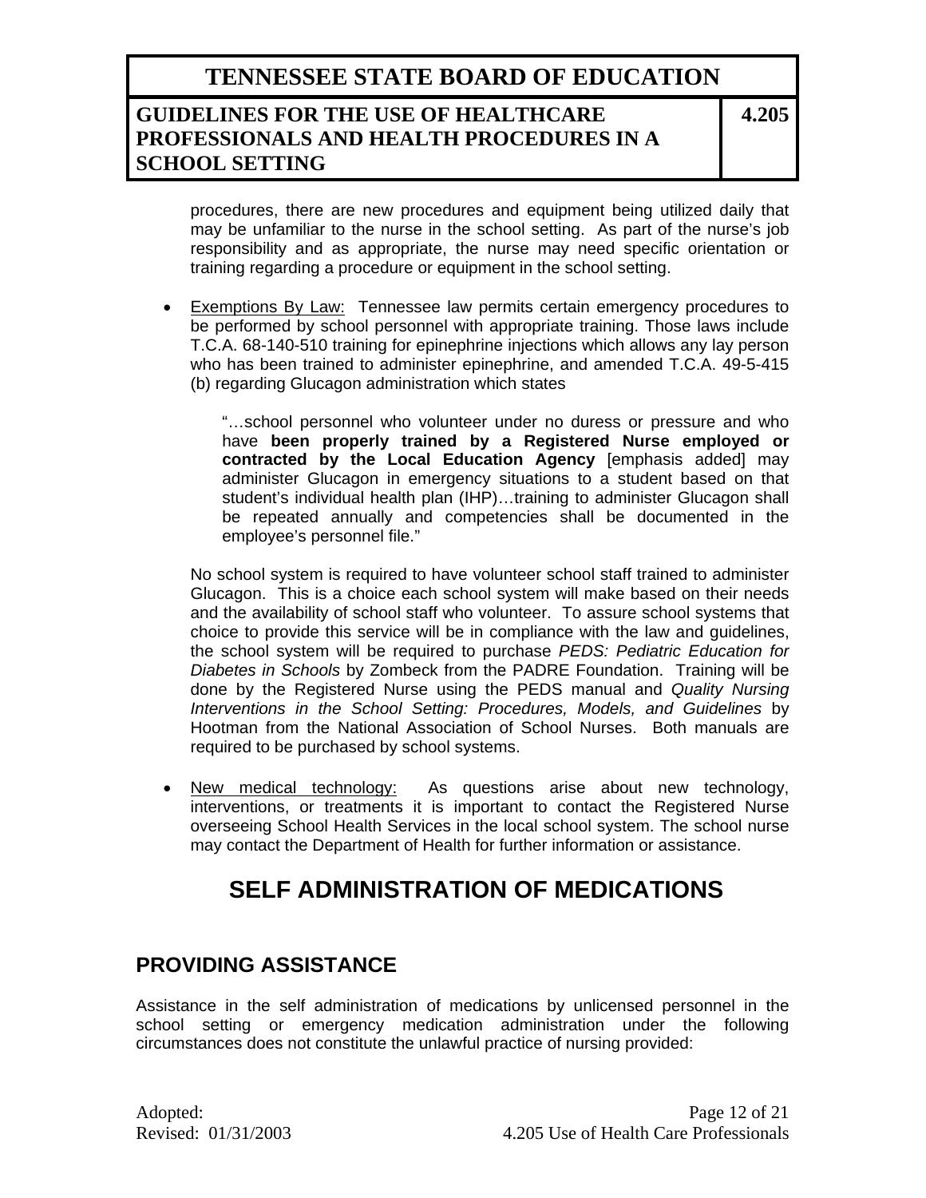procedures, there are new procedures and equipment being utilized daily that may be unfamiliar to the nurse in the school setting. As part of the nurse's job responsibility and as appropriate, the nurse may need specific orientation or training regarding a procedure or equipment in the school setting.

- Exemptions By Law: Tennessee law permits certain emergency procedures to be performed by school personnel with appropriate training. Those laws include T.C.A. 68-140-510 training for epinephrine injections which allows any lay person who has been trained to administer epinephrine, and amended T.C.A. 49-5-415 (b) regarding Glucagon administration which states

  > "…school personnel who volunteer under no duress or pressure and who have **been properly trained by a Registered Nurse employed or contracted by the Local Education Agency** [emphasis added] may administer Glucagon in emergency situations to a student based on that student's individual health plan (IHP)…training to administer Glucagon shall be repeated annually and competencies shall be documented in the employee's personnel file."

  No school system is required to have volunteer school staff trained to administer Glucagon. This is a choice each school system will make based on their needs and the availability of school staff who volunteer. To assure school systems that choice to provide this service will be in compliance with the law and guidelines, the school system will be required to purchase *PEDS: Pediatric Education for Diabetes in Schools* by Zombeck from the PADRE Foundation. Training will be done by the Registered Nurse using the PEDS manual and *Quality Nursing Interventions in the School Setting: Procedures, Models, and Guidelines* by Hootman from the National Association of School Nurses. Both manuals are required to be purchased by school systems.

- New medical technology: As questions arise about new technology, interventions, or treatments it is important to contact the Registered Nurse overseeing School Health Services in the local school system. The school nurse may contact the Department of Health for further information or assistance.

# SELF ADMINISTRATION OF MEDICATIONS

## PROVIDING ASSISTANCE

Assistance in the self administration of medications by unlicensed personnel in the school setting or emergency medication administration under the following circumstances does not constitute the unlawful practice of nursing provided: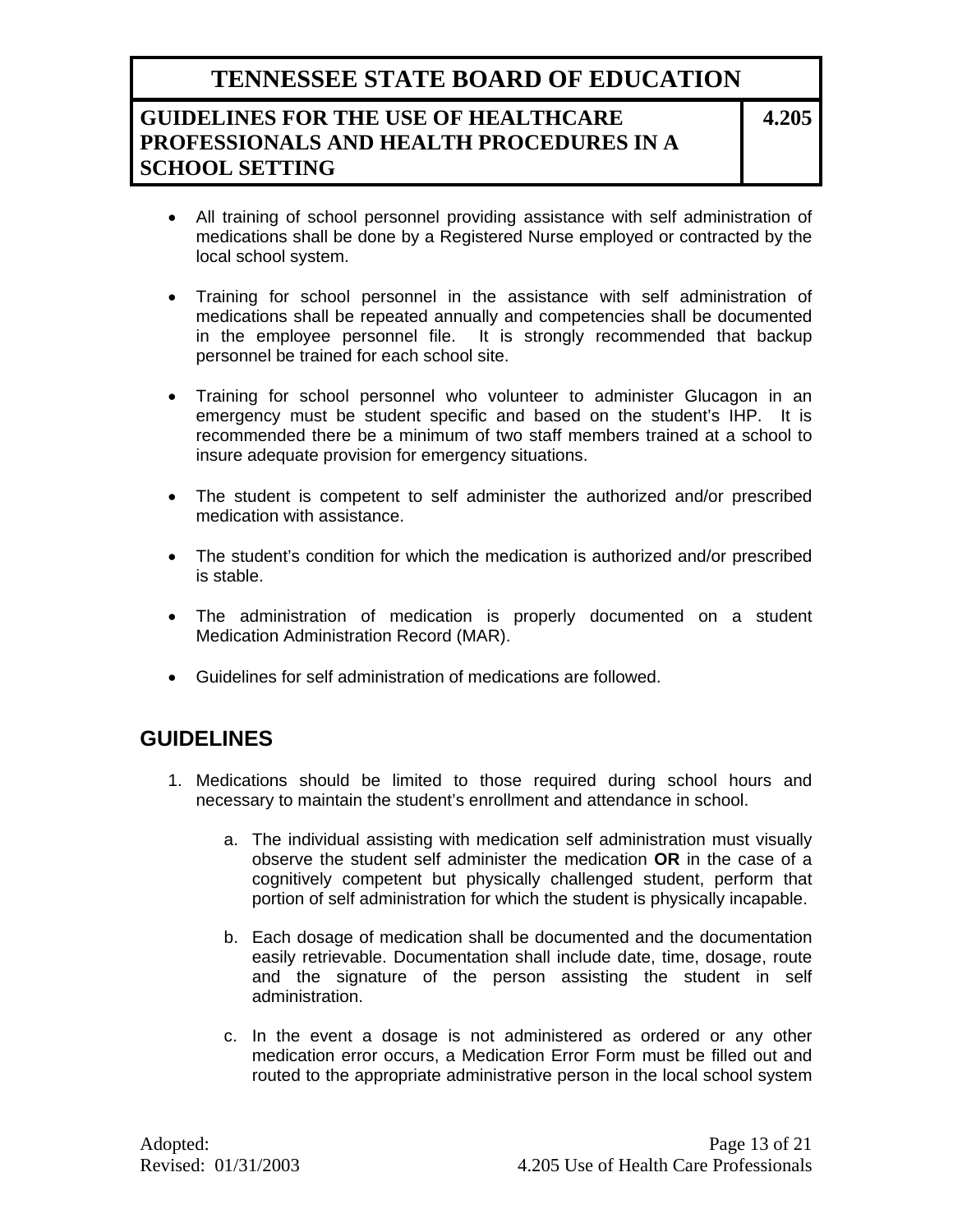- All training of school personnel providing assistance with self administration of medications shall be done by a Registered Nurse employed or contracted by the local school system.

- Training for school personnel in the assistance with self administration of medications shall be repeated annually and competencies shall be documented in the employee personnel file. It is strongly recommended that backup personnel be trained for each school site.

- Training for school personnel who volunteer to administer Glucagon in an emergency must be student specific and based on the student's IHP. It is recommended there be a minimum of two staff members trained at a school to insure adequate provision for emergency situations.

- The student is competent to self administer the authorized and/or prescribed medication with assistance.

- The student's condition for which the medication is authorized and/or prescribed is stable.

- The administration of medication is properly documented on a student Medication Administration Record (MAR).

- Guidelines for self administration of medications are followed.

## GUIDELINES

1. Medications should be limited to those required during school hours and necessary to maintain the student's enrollment and attendance in school.

   a. The individual assisting with medication self administration must visually observe the student self administer the medication **OR** in the case of a cognitively competent but physically challenged student, perform that portion of self administration for which the student is physically incapable.

   b. Each dosage of medication shall be documented and the documentation easily retrievable. Documentation shall include date, time, dosage, route and the signature of the person assisting the student in self administration.

   c. In the event a dosage is not administered as ordered or any other medication error occurs, a Medication Error Form must be filled out and routed to the appropriate administrative person in the local school system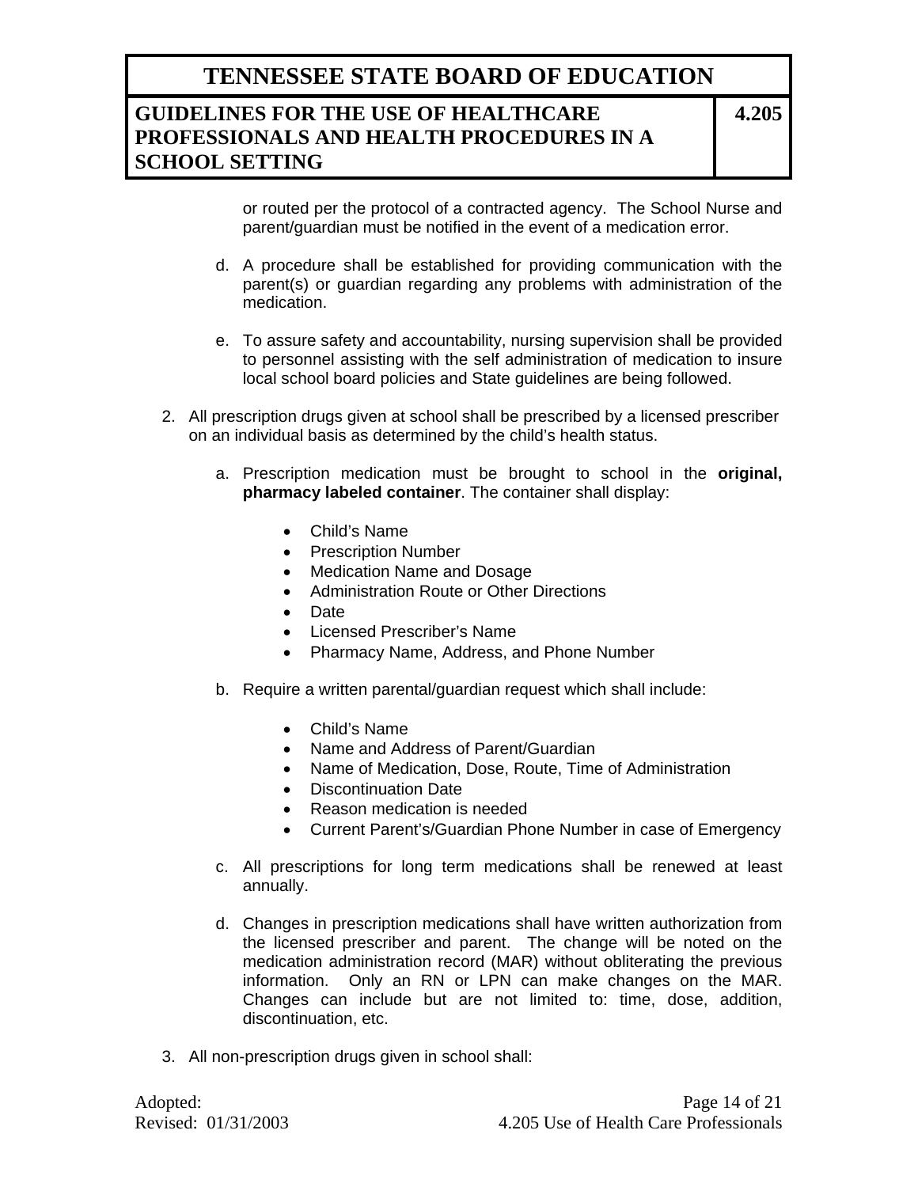or routed per the protocol of a contracted agency. The School Nurse and parent/guardian must be notified in the event of a medication error.

d. A procedure shall be established for providing communication with the parent(s) or guardian regarding any problems with administration of the medication.

e. To assure safety and accountability, nursing supervision shall be provided to personnel assisting with the self administration of medication to insure local school board policies and State guidelines are being followed.

2. All prescription drugs given at school shall be prescribed by a licensed prescriber on an individual basis as determined by the child's health status.

   a. Prescription medication must be brought to school in the **original, pharmacy labeled container**. The container shall display:

      - Child's Name
      - Prescription Number
      - Medication Name and Dosage
      - Administration Route or Other Directions
      - Date
      - Licensed Prescriber's Name
      - Pharmacy Name, Address, and Phone Number

   b. Require a written parental/guardian request which shall include:

      - Child's Name
      - Name and Address of Parent/Guardian
      - Name of Medication, Dose, Route, Time of Administration
      - Discontinuation Date
      - Reason medication is needed
      - Current Parent's/Guardian Phone Number in case of Emergency

   c. All prescriptions for long term medications shall be renewed at least annually.

   d. Changes in prescription medications shall have written authorization from the licensed prescriber and parent. The change will be noted on the medication administration record (MAR) without obliterating the previous information. Only an RN or LPN can make changes on the MAR. Changes can include but are not limited to: time, dose, addition, discontinuation, etc.

3. All non-prescription drugs given in school shall: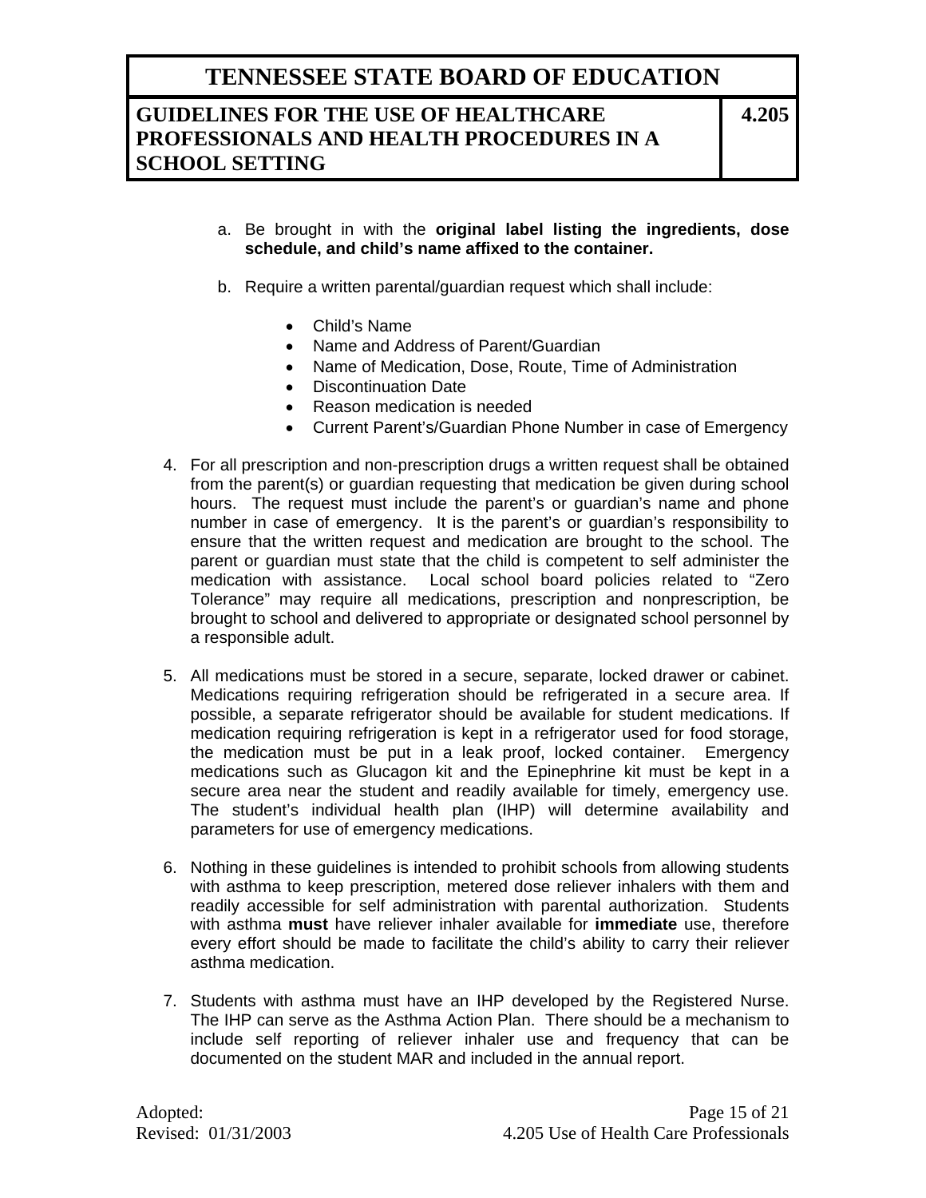a. Be brought in with the **original label listing the ingredients, dose schedule, and child's name affixed to the container.**

b. Require a written parental/guardian request which shall include:

- Child's Name
- Name and Address of Parent/Guardian
- Name of Medication, Dose, Route, Time of Administration
- Discontinuation Date
- Reason medication is needed
- Current Parent's/Guardian Phone Number in case of Emergency

4. For all prescription and non-prescription drugs a written request shall be obtained from the parent(s) or guardian requesting that medication be given during school hours. The request must include the parent's or guardian's name and phone number in case of emergency. It is the parent's or guardian's responsibility to ensure that the written request and medication are brought to the school. The parent or guardian must state that the child is competent to self administer the medication with assistance. Local school board policies related to "Zero Tolerance" may require all medications, prescription and nonprescription, be brought to school and delivered to appropriate or designated school personnel by a responsible adult.

5. All medications must be stored in a secure, separate, locked drawer or cabinet. Medications requiring refrigeration should be refrigerated in a secure area. If possible, a separate refrigerator should be available for student medications. If medication requiring refrigeration is kept in a refrigerator used for food storage, the medication must be put in a leak proof, locked container. Emergency medications such as Glucagon kit and the Epinephrine kit must be kept in a secure area near the student and readily available for timely, emergency use. The student's individual health plan (IHP) will determine availability and parameters for use of emergency medications.

6. Nothing in these guidelines is intended to prohibit schools from allowing students with asthma to keep prescription, metered dose reliever inhalers with them and readily accessible for self administration with parental authorization. Students with asthma **must** have reliever inhaler available for **immediate** use, therefore every effort should be made to facilitate the child's ability to carry their reliever asthma medication.

7. Students with asthma must have an IHP developed by the Registered Nurse. The IHP can serve as the Asthma Action Plan. There should be a mechanism to include self reporting of reliever inhaler use and frequency that can be documented on the student MAR and included in the annual report.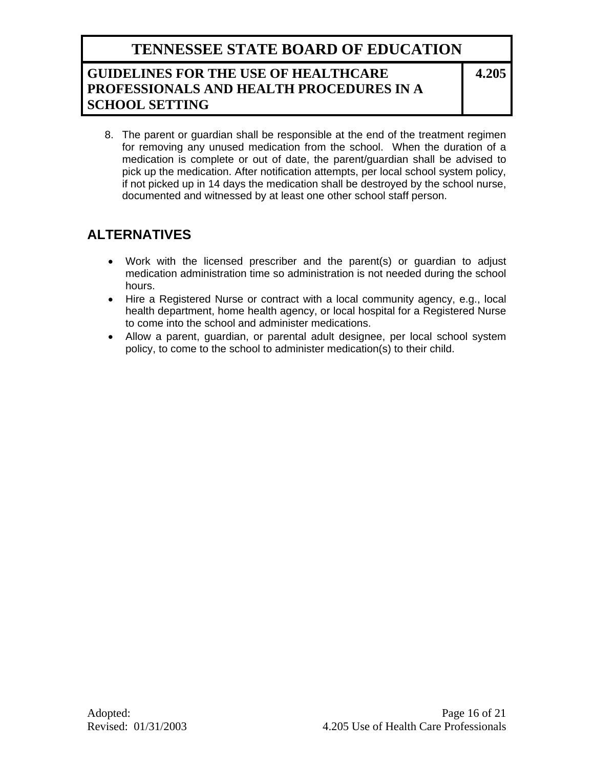8. The parent or guardian shall be responsible at the end of the treatment regimen for removing any unused medication from the school. When the duration of a medication is complete or out of date, the parent/guardian shall be advised to pick up the medication. After notification attempts, per local school system policy, if not picked up in 14 days the medication shall be destroyed by the school nurse, documented and witnessed by at least one other school staff person.

## ALTERNATIVES

- Work with the licensed prescriber and the parent(s) or guardian to adjust medication administration time so administration is not needed during the school hours.
- Hire a Registered Nurse or contract with a local community agency, e.g., local health department, home health agency, or local hospital for a Registered Nurse to come into the school and administer medications.
- Allow a parent, guardian, or parental adult designee, per local school system policy, to come to the school to administer medication(s) to their child.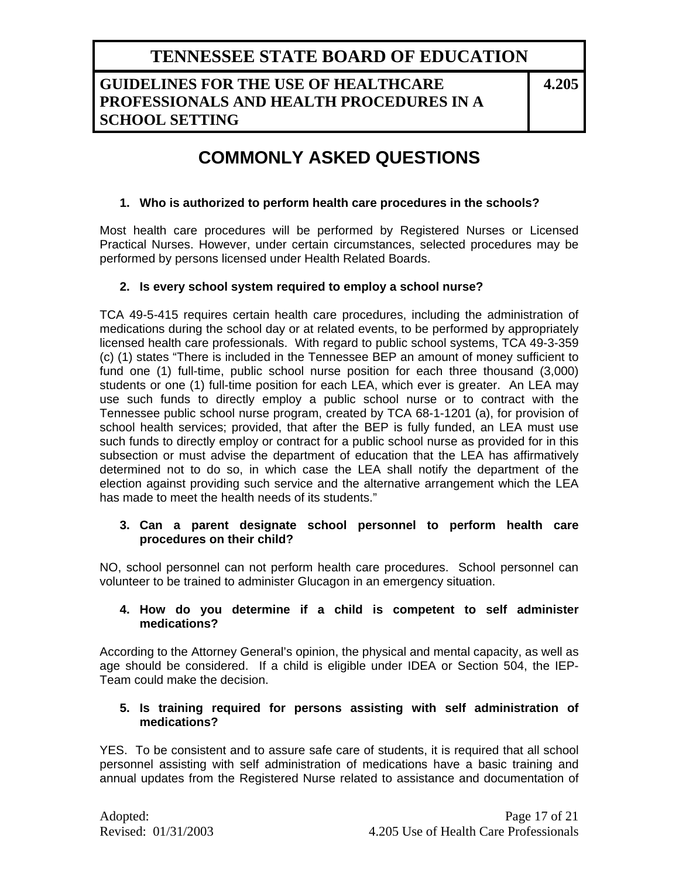## COMMONLY ASKED QUESTIONS

1. **Who is authorized to perform health care procedures in the schools?**

Most health care procedures will be performed by Registered Nurses or Licensed Practical Nurses. However, under certain circumstances, selected procedures may be performed by persons licensed under Health Related Boards.

2. **Is every school system required to employ a school nurse?**

TCA 49-5-415 requires certain health care procedures, including the administration of medications during the school day or at related events, to be performed by appropriately licensed health care professionals. With regard to public school systems, TCA 49-3-359 (c) (1) states "There is included in the Tennessee BEP an amount of money sufficient to fund one (1) full-time, public school nurse position for each three thousand (3,000) students or one (1) full-time position for each LEA, which ever is greater. An LEA may use such funds to directly employ a public school nurse or to contract with the Tennessee public school nurse program, created by TCA 68-1-1201 (a), for provision of school health services; provided, that after the BEP is fully funded, an LEA must use such funds to directly employ or contract for a public school nurse as provided for in this subsection or must advise the department of education that the LEA has affirmatively determined not to do so, in which case the LEA shall notify the department of the election against providing such service and the alternative arrangement which the LEA has made to meet the health needs of its students."

3. **Can a parent designate school personnel to perform health care procedures on their child?**

NO, school personnel can not perform health care procedures. School personnel can volunteer to be trained to administer Glucagon in an emergency situation.

4. **How do you determine if a child is competent to self administer medications?**

According to the Attorney General's opinion, the physical and mental capacity, as well as age should be considered. If a child is eligible under IDEA or Section 504, the IEP-Team could make the decision.

5. **Is training required for persons assisting with self administration of medications?**

YES. To be consistent and to assure safe care of students, it is required that all school personnel assisting with self administration of medications have a basic training and annual updates from the Registered Nurse related to assistance and documentation of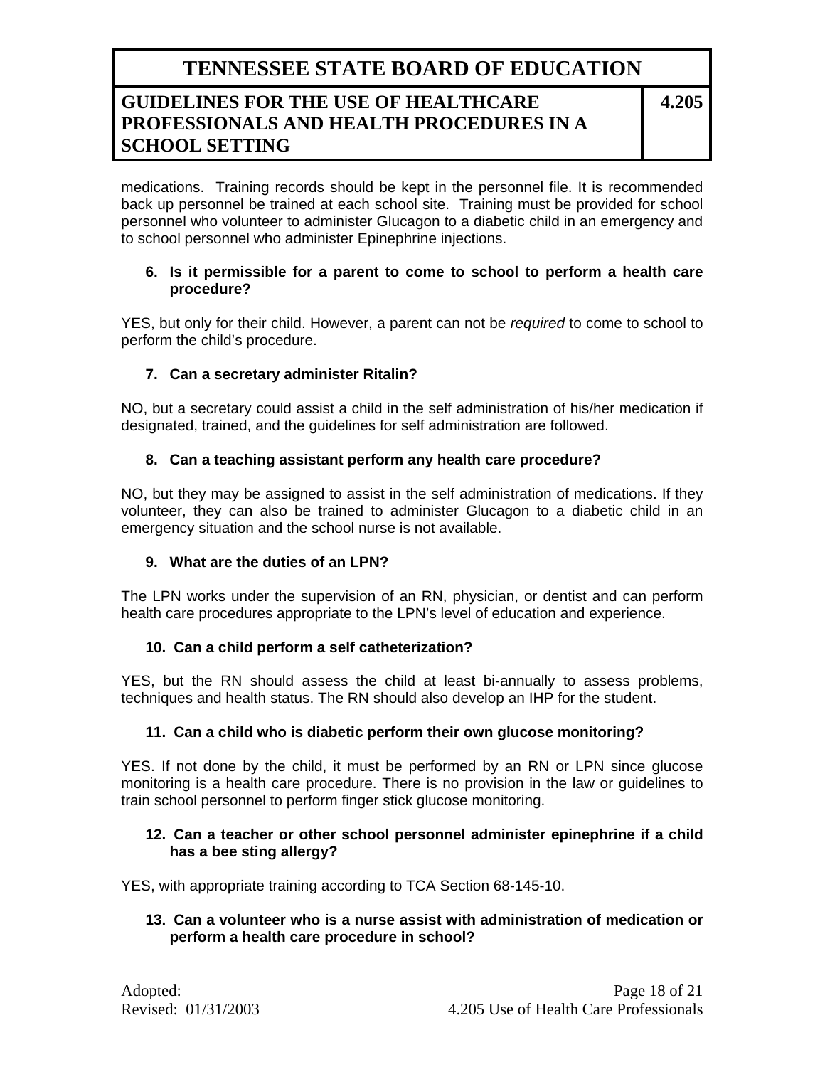medications. Training records should be kept in the personnel file. It is recommended back up personnel be trained at each school site. Training must be provided for school personnel who volunteer to administer Glucagon to a diabetic child in an emergency and to school personnel who administer Epinephrine injections.

**6. Is it permissible for a parent to come to school to perform a health care procedure?**

YES, but only for their child. However, a parent can not be *required* to come to school to perform the child's procedure.

**7. Can a secretary administer Ritalin?**

NO, but a secretary could assist a child in the self administration of his/her medication if designated, trained, and the guidelines for self administration are followed.

**8. Can a teaching assistant perform any health care procedure?**

NO, but they may be assigned to assist in the self administration of medications. If they volunteer, they can also be trained to administer Glucagon to a diabetic child in an emergency situation and the school nurse is not available.

**9. What are the duties of an LPN?**

The LPN works under the supervision of an RN, physician, or dentist and can perform health care procedures appropriate to the LPN's level of education and experience.

**10. Can a child perform a self catheterization?**

YES, but the RN should assess the child at least bi-annually to assess problems, techniques and health status. The RN should also develop an IHP for the student.

**11. Can a child who is diabetic perform their own glucose monitoring?**

YES. If not done by the child, it must be performed by an RN or LPN since glucose monitoring is a health care procedure. There is no provision in the law or guidelines to train school personnel to perform finger stick glucose monitoring.

**12. Can a teacher or other school personnel administer epinephrine if a child has a bee sting allergy?**

YES, with appropriate training according to TCA Section 68-145-10.

**13. Can a volunteer who is a nurse assist with administration of medication or perform a health care procedure in school?**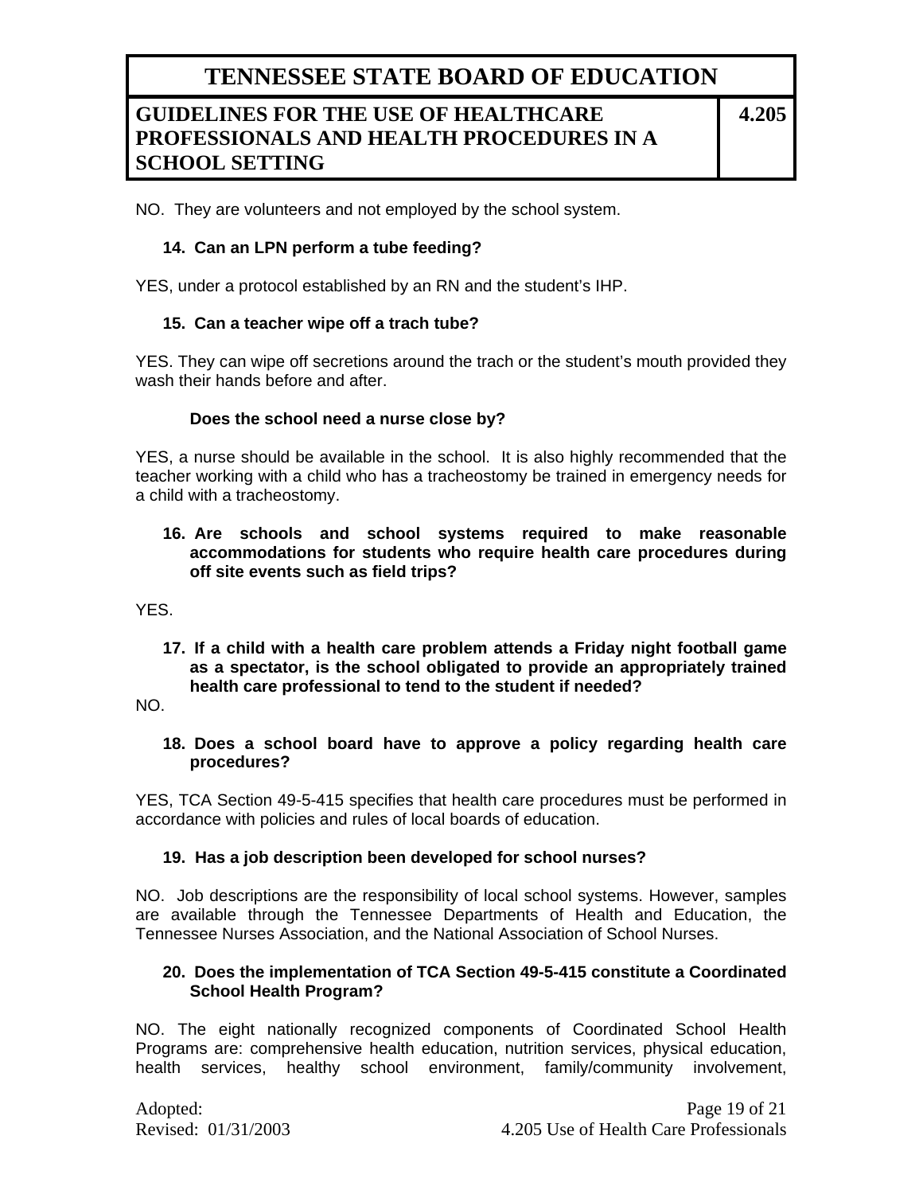NO.  They are volunteers and not employed by the school system.

**14. Can an LPN perform a tube feeding?**

YES, under a protocol established by an RN and the student's IHP.

**15. Can a teacher wipe off a trach tube?**

YES. They can wipe off secretions around the trach or the student's mouth provided they wash their hands before and after.

**Does the school need a nurse close by?**

YES, a nurse should be available in the school.  It is also highly recommended that the teacher working with a child who has a tracheostomy be trained in emergency needs for a child with a tracheostomy.

**16. Are schools and school systems required to make reasonable accommodations for students who require health care procedures during off site events such as field trips?**

YES.

**17. If a child with a health care problem attends a Friday night football game as a spectator, is the school obligated to provide an appropriately trained health care professional to tend to the student if needed?**

NO.

**18. Does a school board have to approve a policy regarding health care procedures?**

YES, TCA Section 49-5-415 specifies that health care procedures must be performed in accordance with policies and rules of local boards of education.

**19. Has a job description been developed for school nurses?**

NO.  Job descriptions are the responsibility of local school systems. However, samples are available through the Tennessee Departments of Health and Education, the Tennessee Nurses Association, and the National Association of School Nurses.

**20. Does the implementation of TCA Section 49-5-415 constitute a Coordinated School Health Program?**

NO. The eight nationally recognized components of Coordinated School Health Programs are: comprehensive health education, nutrition services, physical education, health services, healthy school environment, family/community involvement,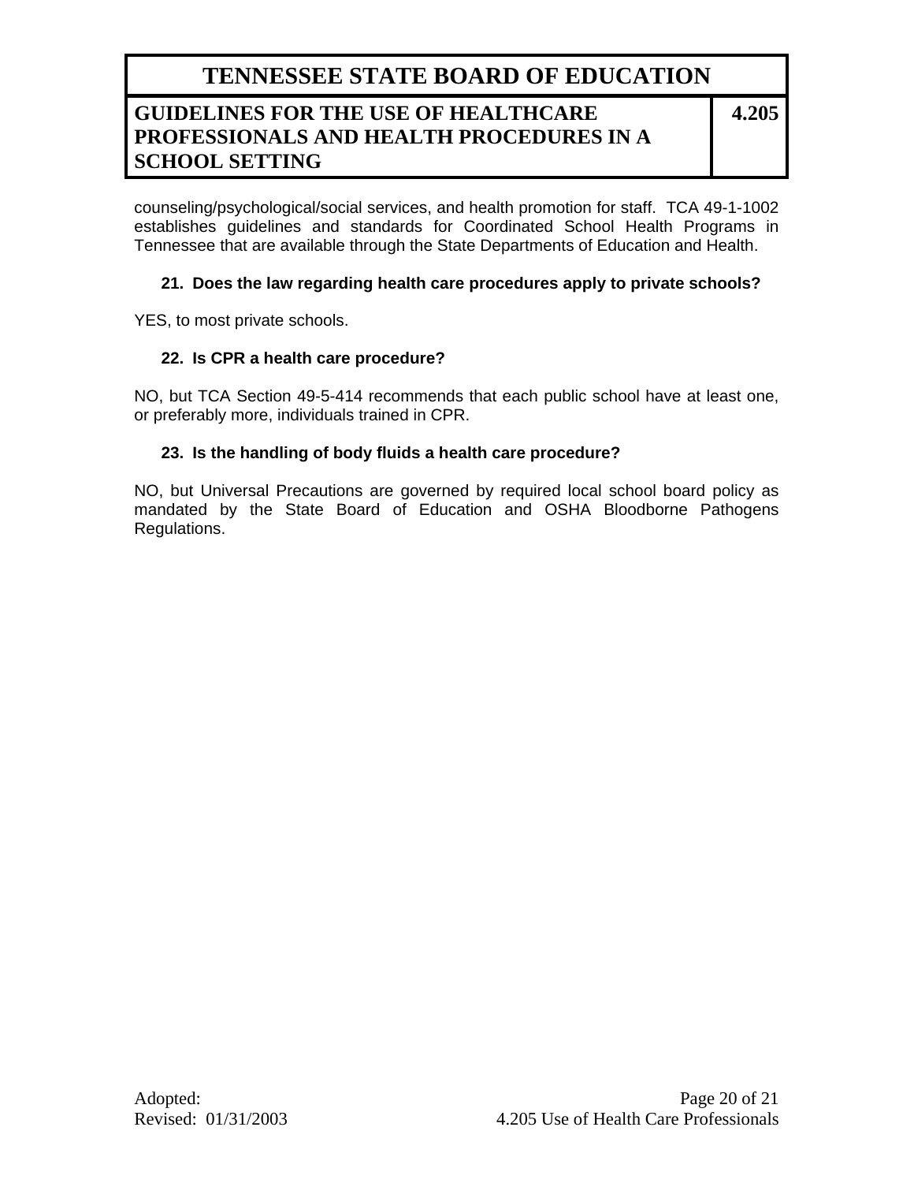counseling/psychological/social services, and health promotion for staff. TCA 49-1-1002 establishes guidelines and standards for Coordinated School Health Programs in Tennessee that are available through the State Departments of Education and Health.

**21. Does the law regarding health care procedures apply to private schools?**

YES, to most private schools.

**22. Is CPR a health care procedure?**

NO, but TCA Section 49-5-414 recommends that each public school have at least one, or preferably more, individuals trained in CPR.

**23. Is the handling of body fluids a health care procedure?**

NO, but Universal Precautions are governed by required local school board policy as mandated by the State Board of Education and OSHA Bloodborne Pathogens Regulations.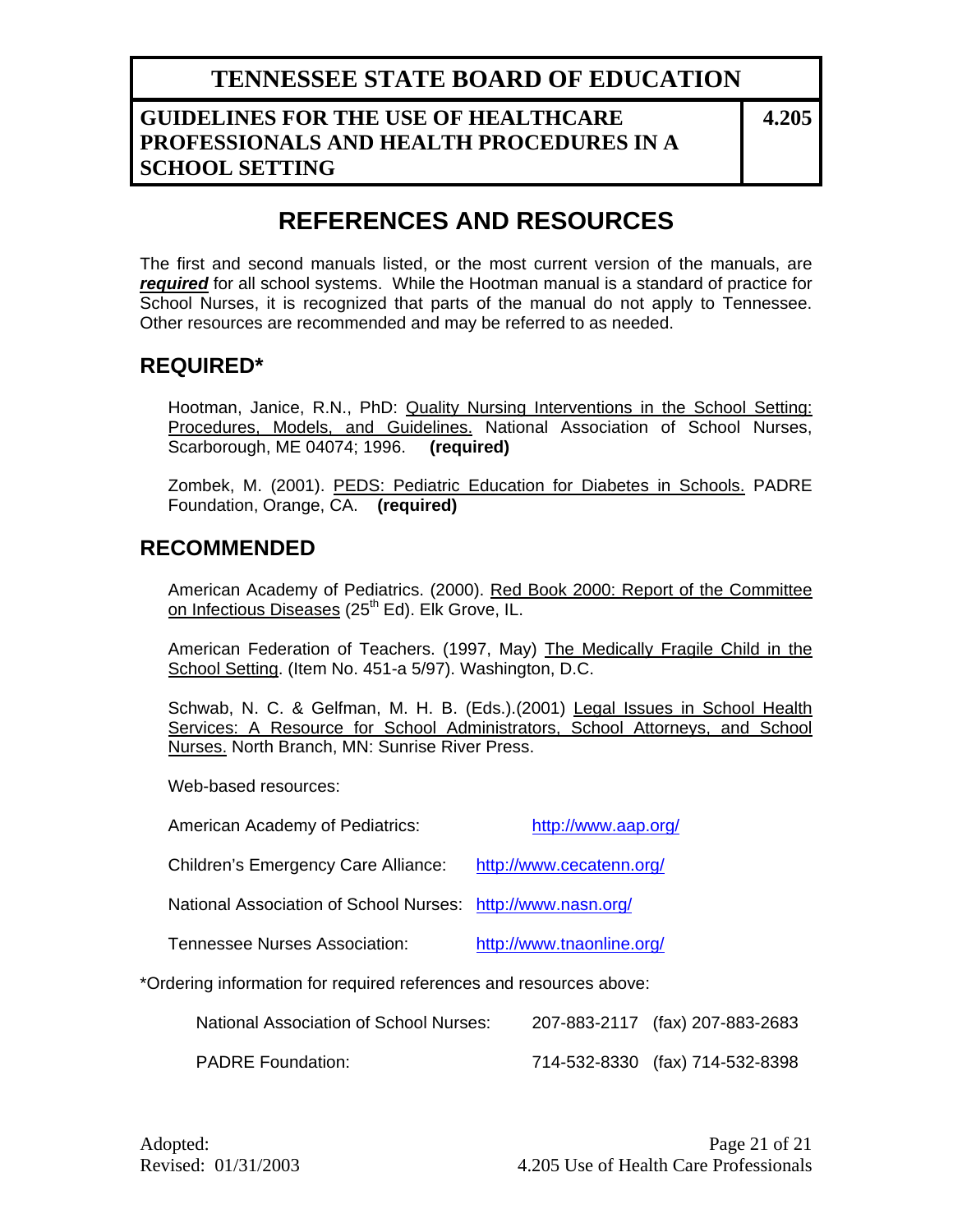# TENNESSEE STATE BOARD OF EDUCATION

## GUIDELINES FOR THE USE OF HEALTHCARE PROFESSIONALS AND HEALTH PROCEDURES IN A SCHOOL SETTING — 4.205

# REFERENCES AND RESOURCES

The first and second manuals listed, or the most current version of the manuals, are ***required*** for all school systems. While the Hootman manual is a standard of practice for School Nurses, it is recognized that parts of the manual do not apply to Tennessee. Other resources are recommended and may be referred to as needed.

## REQUIRED*

Hootman, Janice, R.N., PhD: Quality Nursing Interventions in the School Setting: Procedures, Models, and Guidelines. National Association of School Nurses, Scarborough, ME 04074; 1996. **(required)**

Zombek, M. (2001). PEDS: Pediatric Education for Diabetes in Schools. PADRE Foundation, Orange, CA. **(required)**

## RECOMMENDED

American Academy of Pediatrics. (2000). Red Book 2000: Report of the Committee on Infectious Diseases (25th Ed). Elk Grove, IL.

American Federation of Teachers. (1997, May) The Medically Fragile Child in the School Setting. (Item No. 451-a 5/97). Washington, D.C.

Schwab, N. C. & Gelfman, M. H. B. (Eds.).(2001) Legal Issues in School Health Services: A Resource for School Administrators, School Attorneys, and School Nurses. North Branch, MN: Sunrise River Press.

Web-based resources:

| | |
|---|---|
| American Academy of Pediatrics: | http://www.aap.org/ |
| Children's Emergency Care Alliance: | http://www.cecatenn.org/ |
| National Association of School Nurses: | http://www.nasn.org/ |
| Tennessee Nurses Association: | http://www.tnaonline.org/ |

*Ordering information for required references and resources above:

| | | |
|---|---|---|
| National Association of School Nurses: | 207-883-2117 | (fax) 207-883-2683 |
| PADRE Foundation: | 714-532-8330 | (fax) 714-532-8398 |

Adopted:
Revised: 01/31/2003